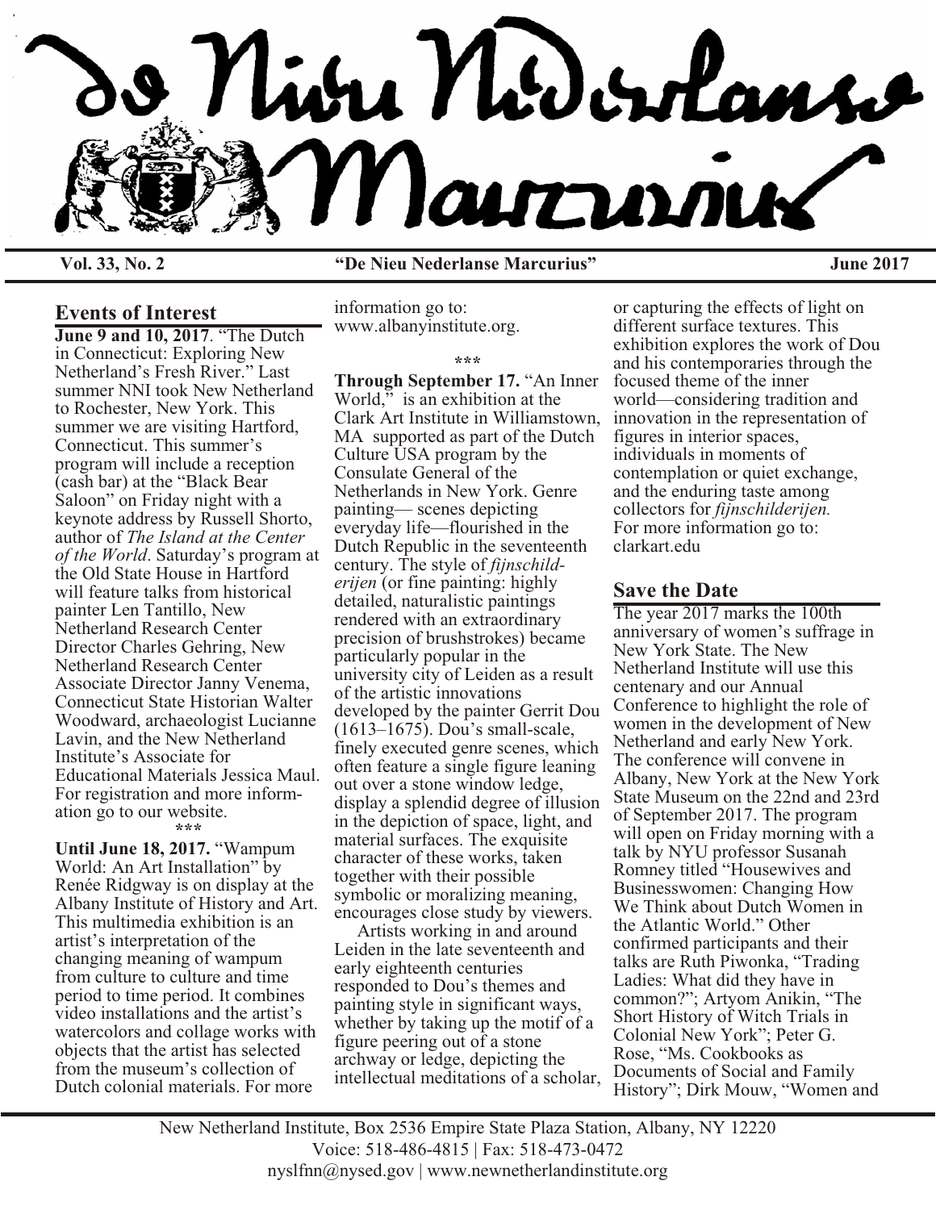# De Nieu Nederlanse Marcurius

**Vol. 33, No. 2** **"De Nieu Nederlanse Marcurius"** **June 2017**

## Events of Interest

**June 9 and 10, 2017**. "The Dutch in Connecticut: Exploring New Netherland's Fresh River." Last summer NNI took New Netherland to Rochester, New York. This summer we are visiting Hartford, Connecticut. This summer's program will include a reception (cash bar) at the "Black Bear Saloon" on Friday night with a keynote address by Russell Shorto, author of *The Island at the Center of the World*. Saturday's program at the Old State House in Hartford will feature talks from historical painter Len Tantillo, New Netherland Research Center Director Charles Gehring, New Netherland Research Center Associate Director Janny Venema, Connecticut State Historian Walter Woodward, archaeologist Lucianne Lavin, and the New Netherland Institute's Associate for Educational Materials Jessica Maul. For registration and more information go to our website.

\*\*\*

**Until June 18, 2017.** "Wampum World: An Art Installation" by Renée Ridgway is on display at the Albany Institute of History and Art. This multimedia exhibition is an artist's interpretation of the changing meaning of wampum from culture to culture and time period to time period. It combines video installations and the artist's watercolors and collage works with objects that the artist has selected from the museum's collection of Dutch colonial materials. For more information go to: www.albanyinstitute.org.

\*\*\*

**Through September 17.** "An Inner World," is an exhibition at the Clark Art Institute in Williamstown, MA supported as part of the Dutch Culture USA program by the Consulate General of the Netherlands in New York. Genre painting— scenes depicting everyday life—flourished in the Dutch Republic in the seventeenth century. The style of *fijnschilderijen* (or fine painting: highly detailed, naturalistic paintings rendered with an extraordinary precision of brushstrokes) became particularly popular in the university city of Leiden as a result of the artistic innovations developed by the painter Gerrit Dou (1613–1675). Dou's small-scale, finely executed genre scenes, which often feature a single figure leaning out over a stone window ledge, display a splendid degree of illusion in the depiction of space, light, and material surfaces. The exquisite character of these works, taken together with their possible symbolic or moralizing meaning, encourages close study by viewers.

Artists working in and around Leiden in the late seventeenth and early eighteenth centuries responded to Dou's themes and painting style in significant ways, whether by taking up the motif of a figure peering out of a stone archway or ledge, depicting the intellectual meditations of a scholar, or capturing the effects of light on different surface textures. This exhibition explores the work of Dou and his contemporaries through the focused theme of the inner world—considering tradition and innovation in the representation of figures in interior spaces, individuals in moments of contemplation or quiet exchange, and the enduring taste among collectors for *fijnschilderijen.* For more information go to: clarkart.edu

## Save the Date

The year 2017 marks the 100th anniversary of women's suffrage in New York State. The New Netherland Institute will use this centenary and our Annual Conference to highlight the role of women in the development of New Netherland and early New York. The conference will convene in Albany, New York at the New York State Museum on the 22nd and 23rd of September 2017. The program will open on Friday morning with a talk by NYU professor Susanah Romney titled "Housewives and Businesswomen: Changing How We Think about Dutch Women in the Atlantic World." Other confirmed participants and their talks are Ruth Piwonka, "Trading Ladies: What did they have in common?"; Artyom Anikin, "The Short History of Witch Trials in Colonial New York"; Peter G. Rose, "Ms. Cookbooks as Documents of Social and Family History"; Dirk Mouw, "Women and

New Netherland Institute, Box 2536 Empire State Plaza Station, Albany, NY 12220
Voice: 518-486-4815 | Fax: 518-473-0472
nyslfnn@nysed.gov | www.newnetherlandinstitute.org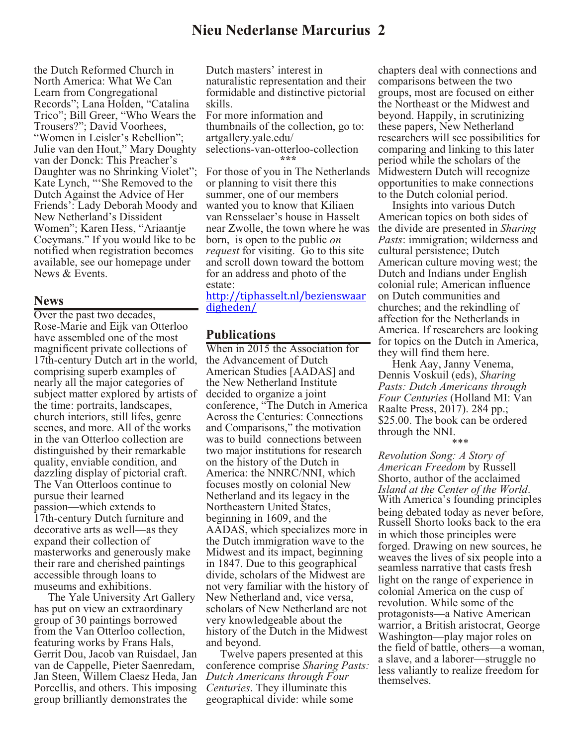the Dutch Reformed Church in North America: What We Can Learn from Congregational Records"; Lana Holden, "Catalina Trico"; Bill Greer, "Who Wears the Trousers?"; David Voorhees, "Women in Leisler's Rebellion"; Julie van den Hout," Mary Doughty van der Donck: This Preacher's Daughter was no Shrinking Violet"; Kate Lynch, "'She Removed to the Dutch Against the Advice of Her Friends': Lady Deborah Moody and New Netherland's Dissident Women"; Karen Hess, "Ariaantje Coeymans." If you would like to be notified when registration becomes available, see our homepage under News & Events.

## News

Over the past two decades, Rose-Marie and Eijk van Otterloo have assembled one of the most magnificent private collections of 17th-century Dutch art in the world, comprising superb examples of nearly all the major categories of subject matter explored by artists of the time: portraits, landscapes, church interiors, still lifes, genre scenes, and more. All of the works in the van Otterloo collection are distinguished by their remarkable quality, enviable condition, and dazzling display of pictorial craft. The Van Otterloos continue to pursue their learned passion—which extends to 17th-century Dutch furniture and decorative arts as well—as they expand their collection of masterworks and generously make their rare and cherished paintings accessible through loans to museums and exhibitions.

The Yale University Art Gallery has put on view an extraordinary group of 30 paintings borrowed from the Van Otterloo collection, featuring works by Frans Hals, Gerrit Dou, Jacob van Ruisdael, Jan van de Cappelle, Pieter Saenredam, Jan Steen, Willem Claesz Heda, Jan Porcellis, and others. This imposing group brilliantly demonstrates the Dutch masters' interest in naturalistic representation and their formidable and distinctive pictorial skills.

For more information and thumbnails of the collection, go to: artgallery.yale.edu/selections-van-otterloo-collection

\*\*\*

For those of you in The Netherlands or planning to visit there this summer, one of our members wanted you to know that Kiliaen van Rensselaer's house in Hasselt near Zwolle, the town where he was born, is open to the public *on request* for visiting. Go to this site and scroll down toward the bottom for an address and photo of the estate:
http://tiphasselt.nl/bezienswaardigheden/

## Publications

When in 2015 the Association for the Advancement of Dutch American Studies [AADAS] and the New Netherland Institute decided to organize a joint conference, "The Dutch in America Across the Centuries: Connections and Comparisons," the motivation was to build connections between two major institutions for research on the history of the Dutch in America: the NNRC/NNI, which focuses mostly on colonial New Netherland and its legacy in the Northeastern United States, beginning in 1609, and the AADAS, which specializes more in the Dutch immigration wave to the Midwest and its impact, beginning in 1847. Due to this geographical divide, scholars of the Midwest are not very familiar with the history of New Netherland and, vice versa, scholars of New Netherland are not very knowledgeable about the history of the Dutch in the Midwest and beyond.

Twelve papers presented at this conference comprise *Sharing Pasts: Dutch Americans through Four Centuries*. They illuminate this geographical divide: while some chapters deal with connections and comparisons between the two groups, most are focused on either the Northeast or the Midwest and beyond. Happily, in scrutinizing these papers, New Netherland researchers will see possibilities for comparing and linking to this later period while the scholars of the Midwestern Dutch will recognize opportunities to make connections to the Dutch colonial period.

Insights into various Dutch American topics on both sides of the divide are presented in *Sharing Pasts*: immigration; wilderness and cultural persistence; Dutch American culture moving west; the Dutch and Indians under English colonial rule; American influence on Dutch communities and churches; and the rekindling of affection for the Netherlands in America. If researchers are looking for topics on the Dutch in America, they will find them here.

Henk Aay, Janny Venema, Dennis Voskuil (eds), *Sharing Pasts: Dutch Americans through Four Centuries* (Holland MI: Van Raalte Press, 2017). 284 pp.; $25.00. The book can be ordered through the NNI.

\*\*\*

*Revolution Song: A Story of American Freedom* by Russell Shorto, author of the acclaimed *Island at the Center of the World*. With America's founding principles being debated today as never before, Russell Shorto looks back to the era in which those principles were forged. Drawing on new sources, he weaves the lives of six people into a seamless narrative that casts fresh light on the range of experience in colonial America on the cusp of revolution. While some of the protagonists—a Native American warrior, a British aristocrat, George Washington—play major roles on the field of battle, others—a woman, a slave, and a laborer—struggle no less valiantly to realize freedom for themselves.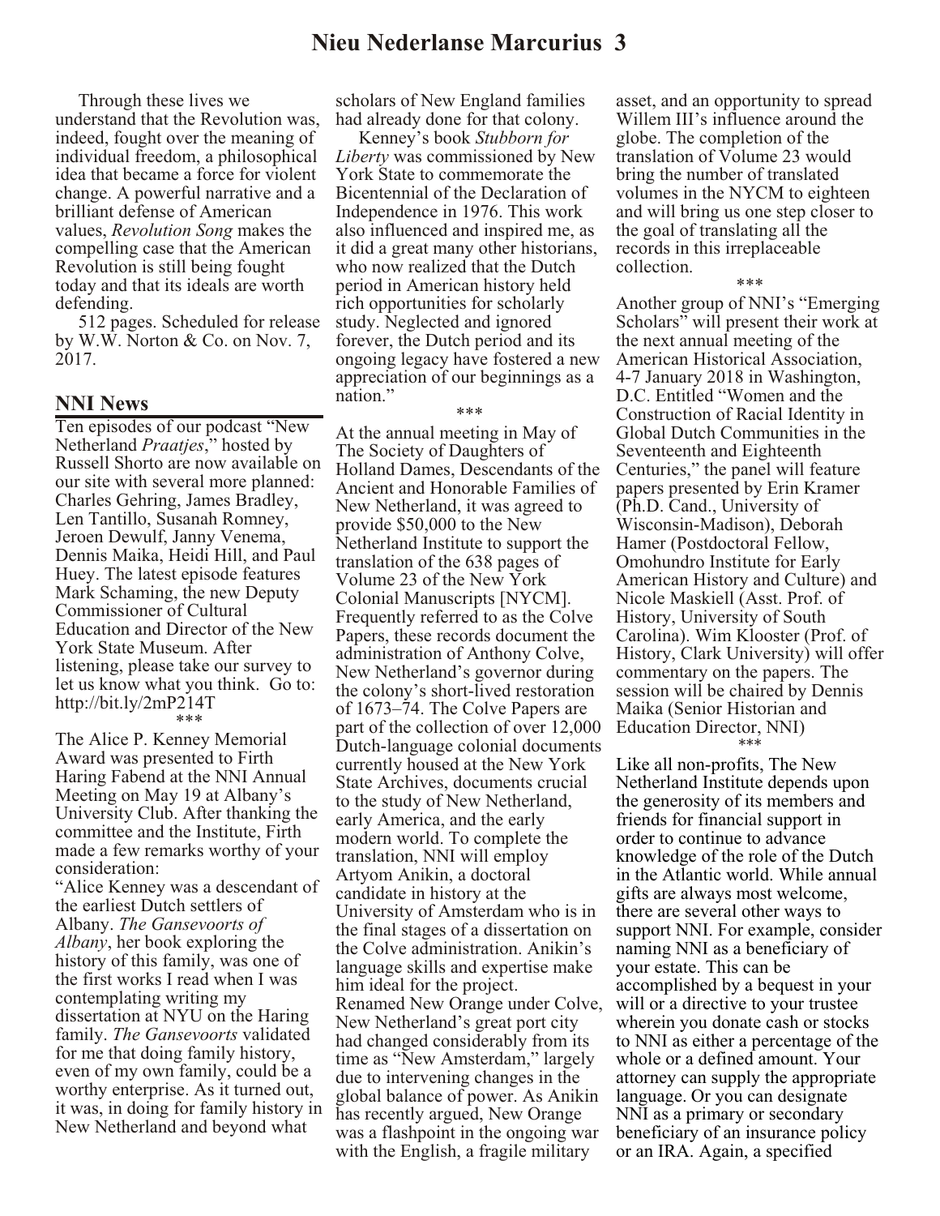Through these lives we understand that the Revolution was, indeed, fought over the meaning of individual freedom, a philosophical idea that became a force for violent change. A powerful narrative and a brilliant defense of American values, *Revolution Song* makes the compelling case that the American Revolution is still being fought today and that its ideals are worth defending.

512 pages. Scheduled for release by W.W. Norton & Co. on Nov. 7, 2017.

## NNI News

Ten episodes of our podcast "New Netherland *Praatjes*," hosted by Russell Shorto are now available on our site with several more planned: Charles Gehring, James Bradley, Len Tantillo, Susanah Romney, Jeroen Dewulf, Janny Venema, Dennis Maika, Heidi Hill, and Paul Huey. The latest episode features Mark Schaming, the new Deputy Commissioner of Cultural Education and Director of the New York State Museum. After listening, please take our survey to let us know what you think. Go to: http://bit.ly/2mP214T

\*\*\*

The Alice P. Kenney Memorial Award was presented to Firth Haring Fabend at the NNI Annual Meeting on May 19 at Albany's University Club. After thanking the committee and the Institute, Firth made a few remarks worthy of your consideration:

"Alice Kenney was a descendant of the earliest Dutch settlers of Albany. *The Gansevoorts of Albany*, her book exploring the history of this family, was one of the first works I read when I was contemplating writing my dissertation at NYU on the Haring family. *The Gansevoorts* validated for me that doing family history, even of my own family, could be a worthy enterprise. As it turned out, it was, in doing for family history in New Netherland and beyond what scholars of New England families had already done for that colony.

Kenney's book *Stubborn for Liberty* was commissioned by New York State to commemorate the Bicentennial of the Declaration of Independence in 1976. This work also influenced and inspired me, as it did a great many other historians, who now realized that the Dutch period in American history held rich opportunities for scholarly study. Neglected and ignored forever, the Dutch period and its ongoing legacy have fostered a new appreciation of our beginnings as a nation."

\*\*\*

At the annual meeting in May of The Society of Daughters of Holland Dames, Descendants of the Ancient and Honorable Families of New Netherland, it was agreed to provide $50,000 to the New Netherland Institute to support the translation of the 638 pages of Volume 23 of the New York Colonial Manuscripts [NYCM]. Frequently referred to as the Colve Papers, these records document the administration of Anthony Colve, New Netherland's governor during the colony's short-lived restoration of 1673–74. The Colve Papers are part of the collection of over 12,000 Dutch-language colonial documents currently housed at the New York State Archives, documents crucial to the study of New Netherland, early America, and the early modern world. To complete the translation, NNI will employ Artyom Anikin, a doctoral candidate in history at the University of Amsterdam who is in the final stages of a dissertation on the Colve administration. Anikin's language skills and expertise make him ideal for the project.

Renamed New Orange under Colve, New Netherland's great port city had changed considerably from its time as "New Amsterdam," largely due to intervening changes in the global balance of power. As Anikin has recently argued, New Orange was a flashpoint in the ongoing war with the English, a fragile military asset, and an opportunity to spread Willem III's influence around the globe. The completion of the translation of Volume 23 would bring the number of translated volumes in the NYCM to eighteen and will bring us one step closer to the goal of translating all the records in this irreplaceable collection.

\*\*\*

Another group of NNI's "Emerging Scholars" will present their work at the next annual meeting of the American Historical Association, 4-7 January 2018 in Washington, D.C. Entitled "Women and the Construction of Racial Identity in Global Dutch Communities in the Seventeenth and Eighteenth Centuries," the panel will feature papers presented by Erin Kramer (Ph.D. Cand., University of Wisconsin-Madison), Deborah Hamer (Postdoctoral Fellow, Omohundro Institute for Early American History and Culture) and Nicole Maskiell (Asst. Prof. of History, University of South Carolina). Wim Klooster (Prof. of History, Clark University) will offer commentary on the papers. The session will be chaired by Dennis Maika (Senior Historian and Education Director, NNI)

\*\*\*

Like all non-profits, The New Netherland Institute depends upon the generosity of its members and friends for financial support in order to continue to advance knowledge of the role of the Dutch in the Atlantic world. While annual gifts are always most welcome, there are several other ways to support NNI. For example, consider naming NNI as a beneficiary of your estate. This can be accomplished by a bequest in your will or a directive to your trustee wherein you donate cash or stocks to NNI as either a percentage of the whole or a defined amount. Your attorney can supply the appropriate language. Or you can designate NNI as a primary or secondary beneficiary of an insurance policy or an IRA. Again, a specified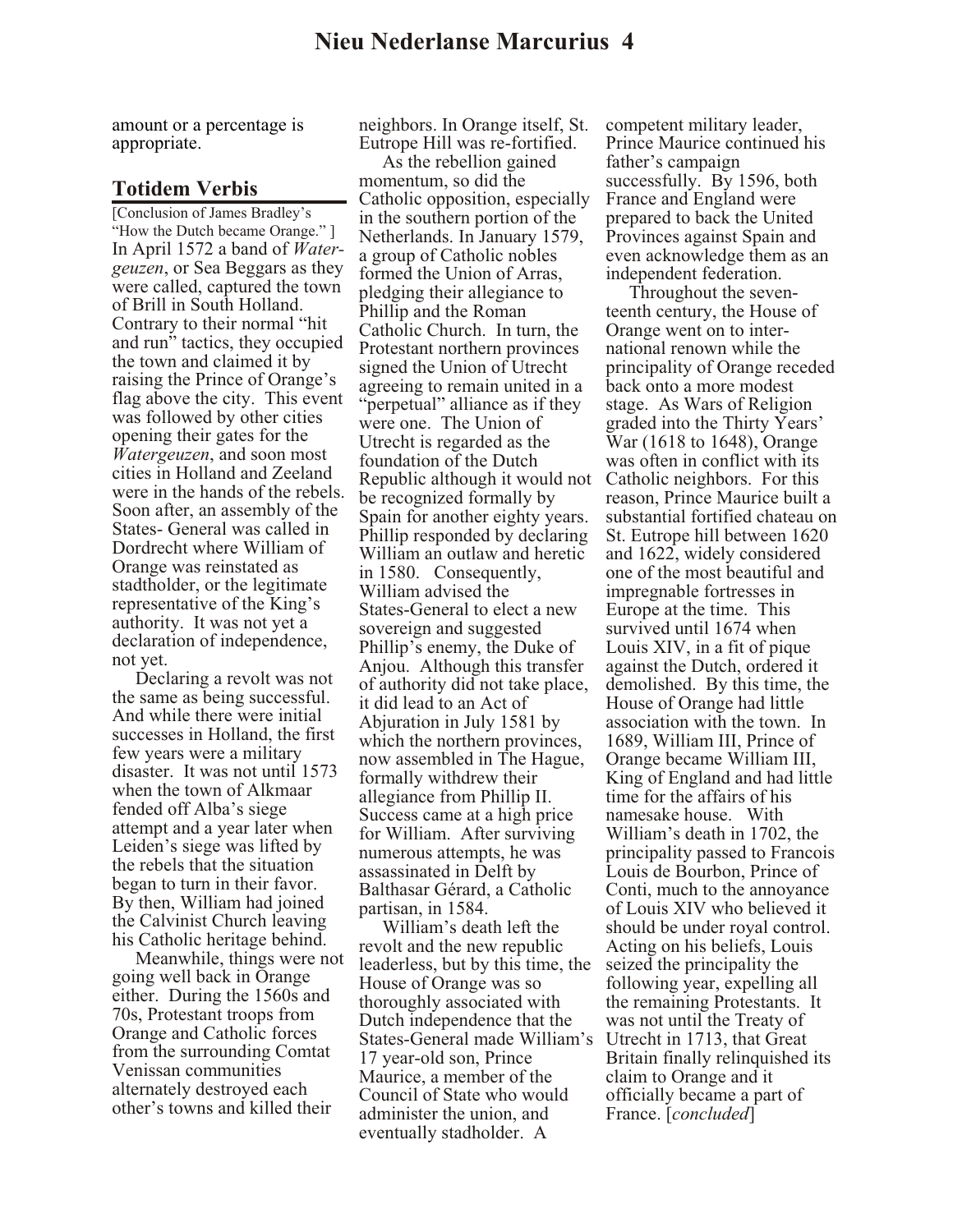amount or a percentage is appropriate.

## Totidem Verbis

[Conclusion of James Bradley's "How the Dutch became Orange." ]

In April 1572 a band of *Watergeuzen*, or Sea Beggars as they were called, captured the town of Brill in South Holland. Contrary to their normal "hit and run" tactics, they occupied the town and claimed it by raising the Prince of Orange's flag above the city. This event was followed by other cities opening their gates for the *Watergeuzen*, and soon most cities in Holland and Zeeland were in the hands of the rebels. Soon after, an assembly of the States- General was called in Dordrecht where William of Orange was reinstated as stadtholder, or the legitimate representative of the King's authority. It was not yet a declaration of independence, not yet.

Declaring a revolt was not the same as being successful. And while there were initial successes in Holland, the first few years were a military disaster. It was not until 1573 when the town of Alkmaar fended off Alba's siege attempt and a year later when Leiden's siege was lifted by the rebels that the situation began to turn in their favor. By then, William had joined the Calvinist Church leaving his Catholic heritage behind.

Meanwhile, things were not going well back in Orange either. During the 1560s and 70s, Protestant troops from Orange and Catholic forces from the surrounding Comtat Venissan communities alternately destroyed each other's towns and killed their neighbors. In Orange itself, St. Eutrope Hill was re-fortified.

As the rebellion gained momentum, so did the Catholic opposition, especially in the southern portion of the Netherlands. In January 1579, a group of Catholic nobles formed the Union of Arras, pledging their allegiance to Phillip and the Roman Catholic Church. In turn, the Protestant northern provinces signed the Union of Utrecht agreeing to remain united in a "perpetual" alliance as if they were one. The Union of Utrecht is regarded as the foundation of the Dutch Republic although it would not be recognized formally by Spain for another eighty years. Phillip responded by declaring William an outlaw and heretic in 1580. Consequently, William advised the States-General to elect a new sovereign and suggested Phillip's enemy, the Duke of Anjou. Although this transfer of authority did not take place, it did lead to an Act of Abjuration in July 1581 by which the northern provinces, now assembled in The Hague, formally withdrew their allegiance from Phillip II. Success came at a high price for William. After surviving numerous attempts, he was assassinated in Delft by Balthasar Gérard, a Catholic partisan, in 1584.

William's death left the revolt and the new republic leaderless, but by this time, the House of Orange was so thoroughly associated with Dutch independence that the States-General made William's 17 year-old son, Prince Maurice, a member of the Council of State who would administer the union, and eventually stadholder. A competent military leader, Prince Maurice continued his father's campaign successfully. By 1596, both France and England were prepared to back the United Provinces against Spain and even acknowledge them as an independent federation.

Throughout the seventeenth century, the House of Orange went on to international renown while the principality of Orange receded back onto a more modest stage. As Wars of Religion graded into the Thirty Years' War (1618 to 1648), Orange was often in conflict with its Catholic neighbors. For this reason, Prince Maurice built a substantial fortified chateau on St. Eutrope hill between 1620 and 1622, widely considered one of the most beautiful and impregnable fortresses in Europe at the time. This survived until 1674 when Louis XIV, in a fit of pique against the Dutch, ordered it demolished. By this time, the House of Orange had little association with the town. In 1689, William III, Prince of Orange became William III, King of England and had little time for the affairs of his namesake house. With William's death in 1702, the principality passed to Francois Louis de Bourbon, Prince of Conti, much to the annoyance of Louis XIV who believed it should be under royal control. Acting on his beliefs, Louis seized the principality the following year, expelling all the remaining Protestants. It was not until the Treaty of Utrecht in 1713, that Great Britain finally relinquished its claim to Orange and it officially became a part of France. [*concluded*]